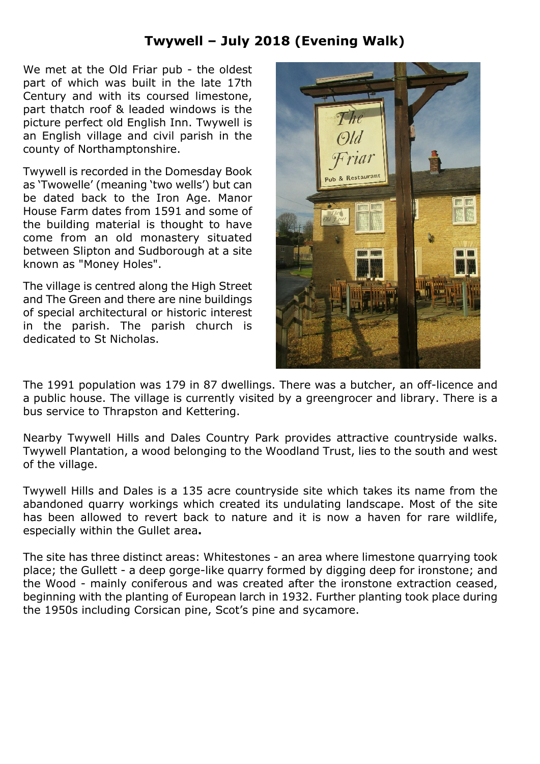# Twywell – July 2018 (Evening Walk)

We met at the Old Friar pub - the oldest part of which was built in the late 17th Century and with its coursed limestone, part thatch roof & leaded windows is the picture perfect old English Inn. Twywell is an English village and civil parish in the county of Northamptonshire.

Twywell is recorded in the Domesday Book as 'Twowelle' (meaning 'two wells') but can be dated back to the Iron Age. Manor House Farm dates from 1591 and some of the building material is thought to have come from an old monastery situated between Slipton and Sudborough at a site known as "Money Holes".

The village is centred along the High Street and The Green and there are nine buildings of special architectural or historic interest in the parish. The parish church is dedicated to St Nicholas.

The 1991 population was 179 in 87 dwellings. There was a butcher, an off-licence and a public house. The village is currently visited by a greengrocer and library. There is a bus service to Thrapston and Kettering.

Nearby Twywell Hills and Dales Country Park provides attractive countryside walks. Twywell Plantation, a wood belonging to the Woodland Trust, lies to the south and west of the village.

Twywell Hills and Dales is a 135 acre countryside site which takes its name from the abandoned quarry workings which created its undulating landscape. Most of the site has been allowed to revert back to nature and it is now a haven for rare wildlife, especially within the Gullet area**.**

The site has three distinct areas: Whitestones - an area where limestone quarrying took place; the Gullett - a deep gorge-like quarry formed by digging deep for ironstone; and the Wood - mainly coniferous and was created after the ironstone extraction ceased, beginning with the planting of European larch in 1932. Further planting took place during the 1950s including Corsican pine, Scot's pine and sycamore.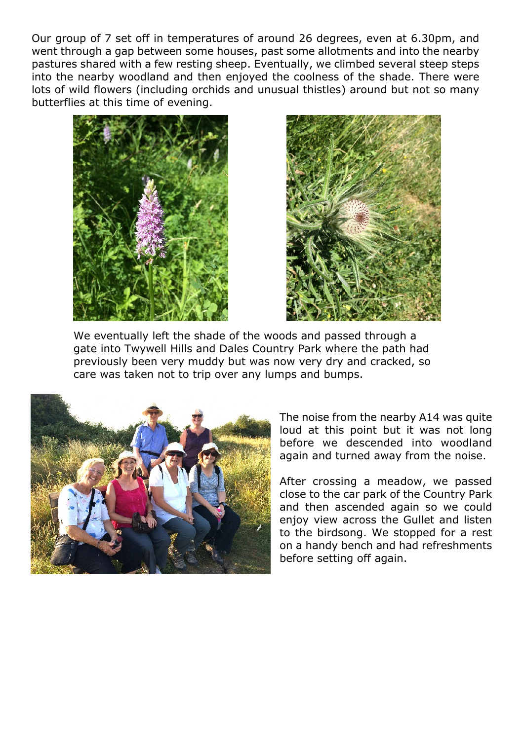Our group of 7 set off in temperatures of around 26 degrees, even at 6.30pm, and went through a gap between some houses, past some allotments and into the nearby pastures shared with a few resting sheep. Eventually, we climbed several steep steps into the nearby woodland and then enjoyed the coolness of the shade. There were lots of wild flowers (including orchids and unusual thistles) around but not so many butterflies at this time of evening.

We eventually left the shade of the woods and passed through a gate into Twywell Hills and Dales Country Park where the path had previously been very muddy but was now very dry and cracked, so care was taken not to trip over any lumps and bumps.

The noise from the nearby A14 was quite loud at this point but it was not long before we descended into woodland again and turned away from the noise.

After crossing a meadow, we passed close to the car park of the Country Park and then ascended again so we could enjoy view across the Gullet and listen to the birdsong. We stopped for a rest on a handy bench and had refreshments before setting off again.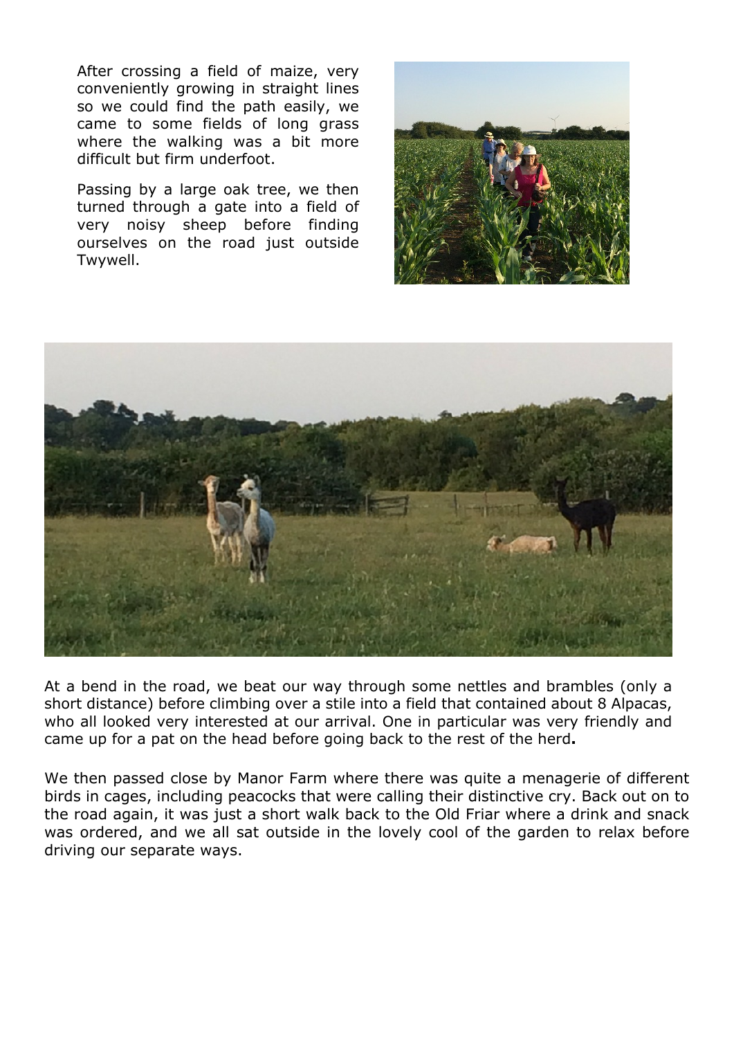After crossing a field of maize, very conveniently growing in straight lines so we could find the path easily, we came to some fields of long grass where the walking was a bit more difficult but firm underfoot.

Passing by a large oak tree, we then turned through a gate into a field of very noisy sheep before finding ourselves on the road just outside Twywell.

At a bend in the road, we beat our way through some nettles and brambles (only a short distance) before climbing over a stile into a field that contained about 8 Alpacas, who all looked very interested at our arrival. One in particular was very friendly and came up for a pat on the head before going back to the rest of the herd**.**

We then passed close by Manor Farm where there was quite a menagerie of different birds in cages, including peacocks that were calling their distinctive cry. Back out on to the road again, it was just a short walk back to the Old Friar where a drink and snack was ordered, and we all sat outside in the lovely cool of the garden to relax before driving our separate ways.